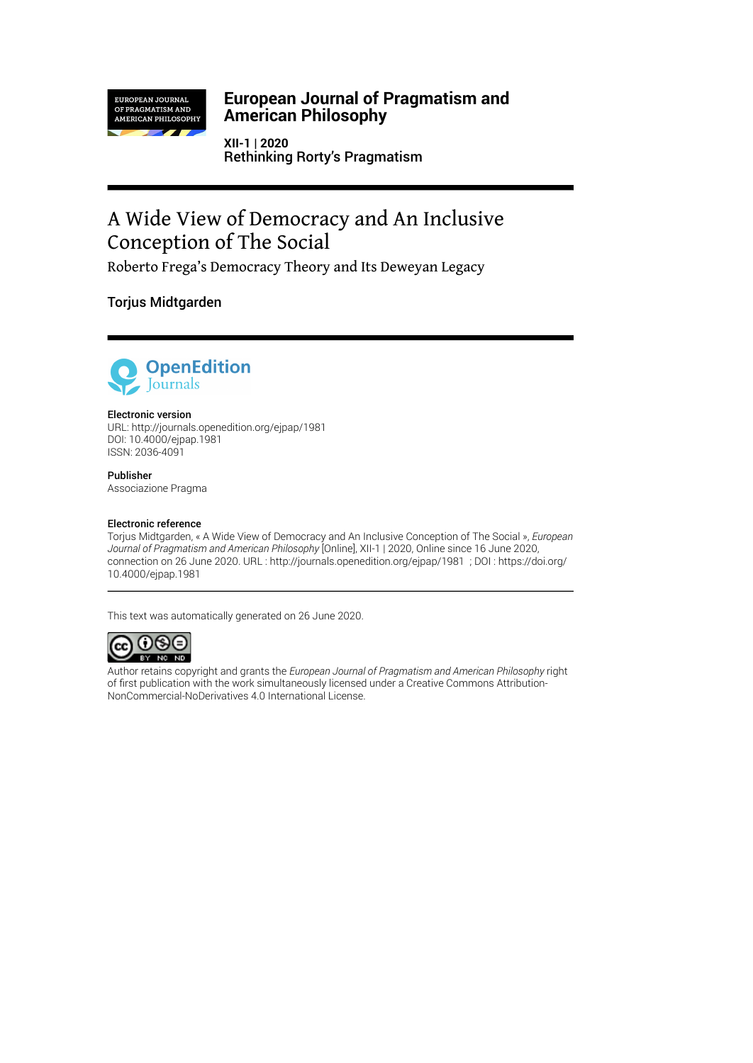# European Journal of Pragmatism and American Philosophy

**XII-1 | 2020**
**Rethinking Rorty's Pragmatism**

# A Wide View of Democracy and An Inclusive Conception of The Social

## Roberto Frega's Democracy Theory and Its Deweyan Legacy

**Torjus Midtgarden**

**Electronic version**
URL: http://journals.openedition.org/ejpap/1981
DOI: 10.4000/ejpap.1981
ISSN: 2036-4091

**Publisher**
Associazione Pragma

**Electronic reference**
Torjus Midtgarden, « A Wide View of Democracy and An Inclusive Conception of The Social », *European Journal of Pragmatism and American Philosophy* [Online], XII-1 | 2020, Online since 16 June 2020, connection on 26 June 2020. URL : http://journals.openedition.org/ejpap/1981 ; DOI : https://doi.org/10.4000/ejpap.1981

This text was automatically generated on 26 June 2020.

Author retains copyright and grants the *European Journal of Pragmatism and American Philosophy* right of first publication with the work simultaneously licensed under a Creative Commons Attribution-NonCommercial-NoDerivatives 4.0 International License.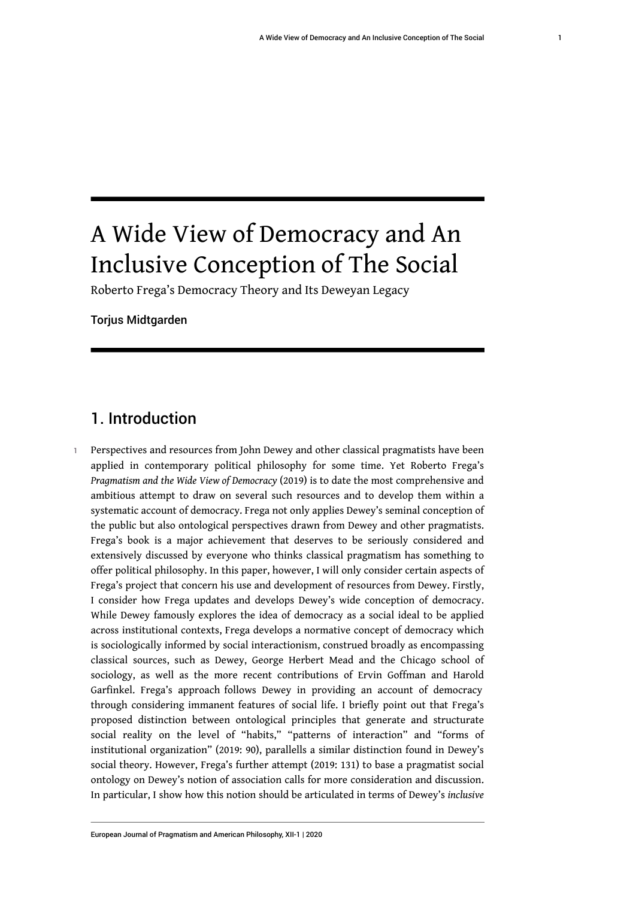# A Wide View of Democracy and An Inclusive Conception of The Social

Roberto Frega's Democracy Theory and Its Deweyan Legacy

Torjus Midtgarden

## 1. Introduction

1 Perspectives and resources from John Dewey and other classical pragmatists have been applied in contemporary political philosophy for some time. Yet Roberto Frega's *Pragmatism and the Wide View of Democracy* (2019) is to date the most comprehensive and ambitious attempt to draw on several such resources and to develop them within a systematic account of democracy. Frega not only applies Dewey's seminal conception of the public but also ontological perspectives drawn from Dewey and other pragmatists. Frega's book is a major achievement that deserves to be seriously considered and extensively discussed by everyone who thinks classical pragmatism has something to offer political philosophy. In this paper, however, I will only consider certain aspects of Frega's project that concern his use and development of resources from Dewey. Firstly, I consider how Frega updates and develops Dewey's wide conception of democracy. While Dewey famously explores the idea of democracy as a social ideal to be applied across institutional contexts, Frega develops a normative concept of democracy which is sociologically informed by social interactionism, construed broadly as encompassing classical sources, such as Dewey, George Herbert Mead and the Chicago school of sociology, as well as the more recent contributions of Ervin Goffman and Harold Garfinkel. Frega's approach follows Dewey in providing an account of democracy through considering immanent features of social life. I briefly point out that Frega's proposed distinction between ontological principles that generate and structurate social reality on the level of "habits," "patterns of interaction" and "forms of institutional organization" (2019: 90), parallells a similar distinction found in Dewey's social theory. However, Frega's further attempt (2019: 131) to base a pragmatist social ontology on Dewey's notion of association calls for more consideration and discussion. In particular, I show how this notion should be articulated in terms of Dewey's *inclusive*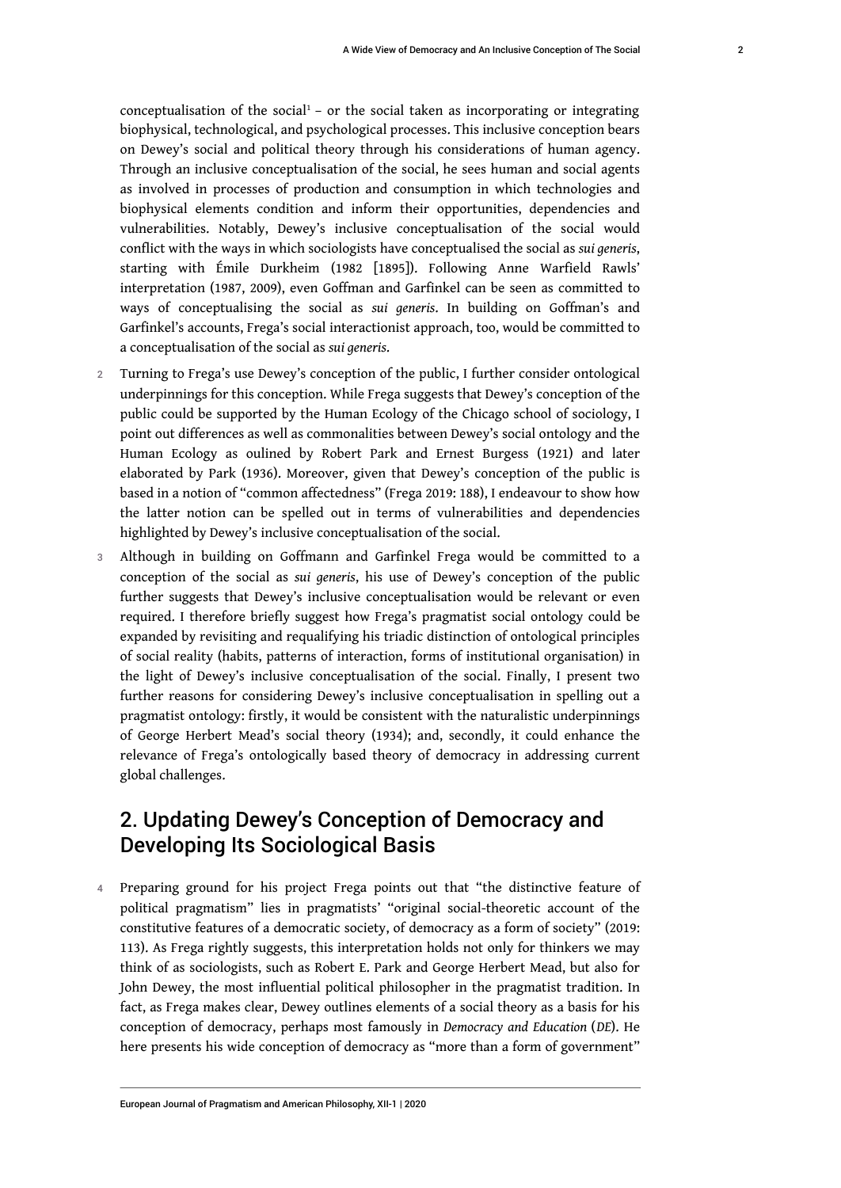conceptualisation of the social[1] – or the social taken as incorporating or integrating biophysical, technological, and psychological processes. This inclusive conception bears on Dewey's social and political theory through his considerations of human agency. Through an inclusive conceptualisation of the social, he sees human and social agents as involved in processes of production and consumption in which technologies and biophysical elements condition and inform their opportunities, dependencies and vulnerabilities. Notably, Dewey's inclusive conceptualisation of the social would conflict with the ways in which sociologists have conceptualised the social as *sui generis*, starting with Émile Durkheim (1982 [1895]). Following Anne Warfield Rawls' interpretation (1987, 2009), even Goffman and Garfinkel can be seen as committed to ways of conceptualising the social as *sui generis*. In building on Goffman's and Garfinkel's accounts, Frega's social interactionist approach, too, would be committed to a conceptualisation of the social as *sui generis*.

2 Turning to Frega's use Dewey's conception of the public, I further consider ontological underpinnings for this conception. While Frega suggests that Dewey's conception of the public could be supported by the Human Ecology of the Chicago school of sociology, I point out differences as well as commonalities between Dewey's social ontology and the Human Ecology as oulined by Robert Park and Ernest Burgess (1921) and later elaborated by Park (1936). Moreover, given that Dewey's conception of the public is based in a notion of "common affectedness" (Frega 2019: 188), I endeavour to show how the latter notion can be spelled out in terms of vulnerabilities and dependencies highlighted by Dewey's inclusive conceptualisation of the social.

3 Although in building on Goffmann and Garfinkel Frega would be committed to a conception of the social as *sui generis*, his use of Dewey's conception of the public further suggests that Dewey's inclusive conceptualisation would be relevant or even required. I therefore briefly suggest how Frega's pragmatist social ontology could be expanded by revisiting and requalifying his triadic distinction of ontological principles of social reality (habits, patterns of interaction, forms of institutional organisation) in the light of Dewey's inclusive conceptualisation of the social. Finally, I present two further reasons for considering Dewey's inclusive conceptualisation in spelling out a pragmatist ontology: firstly, it would be consistent with the naturalistic underpinnings of George Herbert Mead's social theory (1934); and, secondly, it could enhance the relevance of Frega's ontologically based theory of democracy in addressing current global challenges.

## 2. Updating Dewey's Conception of Democracy and Developing Its Sociological Basis

4 Preparing ground for his project Frega points out that "the distinctive feature of political pragmatism" lies in pragmatists' "original social-theoretic account of the constitutive features of a democratic society, of democracy as a form of society" (2019: 113). As Frega rightly suggests, this interpretation holds not only for thinkers we may think of as sociologists, such as Robert E. Park and George Herbert Mead, but also for John Dewey, the most influential political philosopher in the pragmatist tradition. In fact, as Frega makes clear, Dewey outlines elements of a social theory as a basis for his conception of democracy, perhaps most famously in *Democracy and Education* (*DE*). He here presents his wide conception of democracy as "more than a form of government"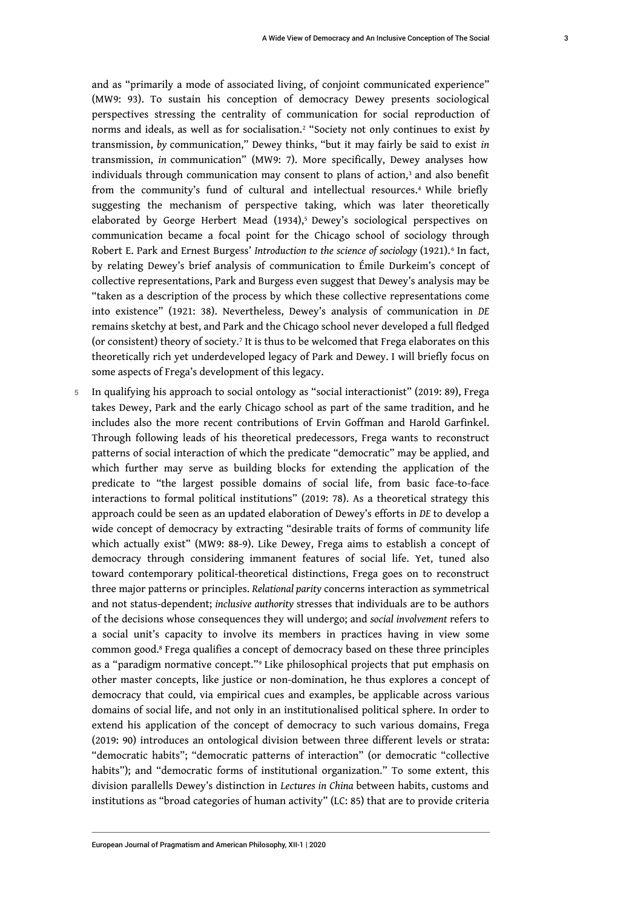and as "primarily a mode of associated living, of conjoint communicated experience" (MW9: 93). To sustain his conception of democracy Dewey presents sociological perspectives stressing the centrality of communication for social reproduction of norms and ideals, as well as for socialisation.[2] "Society not only continues to exist *by* transmission, *by* communication," Dewey thinks, "but it may fairly be said to exist *in* transmission, *in* communication" (MW9: 7). More specifically, Dewey analyses how individuals through communication may consent to plans of action,[3] and also benefit from the community's fund of cultural and intellectual resources.[4] While briefly suggesting the mechanism of perspective taking, which was later theoretically elaborated by George Herbert Mead (1934),[5] Dewey's sociological perspectives on communication became a focal point for the Chicago school of sociology through Robert E. Park and Ernest Burgess' *Introduction to the science of sociology* (1921).[6] In fact, by relating Dewey's brief analysis of communication to Émile Durkeim's concept of collective representations, Park and Burgess even suggest that Dewey's analysis may be "taken as a description of the process by which these collective representations come into existence" (1921: 38). Nevertheless, Dewey's analysis of communication in *DE* remains sketchy at best, and Park and the Chicago school never developed a full fledged (or consistent) theory of society.[7] It is thus to be welcomed that Frega elaborates on this theoretically rich yet underdeveloped legacy of Park and Dewey. I will briefly focus on some aspects of Frega's development of this legacy.

5 In qualifying his approach to social ontology as "social interactionist" (2019: 89), Frega takes Dewey, Park and the early Chicago school as part of the same tradition, and he includes also the more recent contributions of Ervin Goffman and Harold Garfinkel. Through following leads of his theoretical predecessors, Frega wants to reconstruct patterns of social interaction of which the predicate "democratic" may be applied, and which further may serve as building blocks for extending the application of the predicate to "the largest possible domains of social life, from basic face-to-face interactions to formal political institutions" (2019: 78). As a theoretical strategy this approach could be seen as an updated elaboration of Dewey's efforts in *DE* to develop a wide concept of democracy by extracting "desirable traits of forms of community life which actually exist" (MW9: 88-9). Like Dewey, Frega aims to establish a concept of democracy through considering immanent features of social life. Yet, tuned also toward contemporary political-theoretical distinctions, Frega goes on to reconstruct three major patterns or principles. *Relational parity* concerns interaction as symmetrical and not status-dependent; *inclusive authority* stresses that individuals are to be authors of the decisions whose consequences they will undergo; and *social involvement* refers to a social unit's capacity to involve its members in practices having in view some common good.[8] Frega qualifies a concept of democracy based on these three principles as a "paradigm normative concept."[9] Like philosophical projects that put emphasis on other master concepts, like justice or non-domination, he thus explores a concept of democracy that could, via empirical cues and examples, be applicable across various domains of social life, and not only in an institutionalised political sphere. In order to extend his application of the concept of democracy to such various domains, Frega (2019: 90) introduces an ontological division between three different levels or strata: "democratic habits"; "democratic patterns of interaction" (or democratic "collective habits"); and "democratic forms of institutional organization." To some extent, this division parallells Dewey's distinction in *Lectures in China* between habits, customs and institutions as "broad categories of human activity" (LC: 85) that are to provide criteria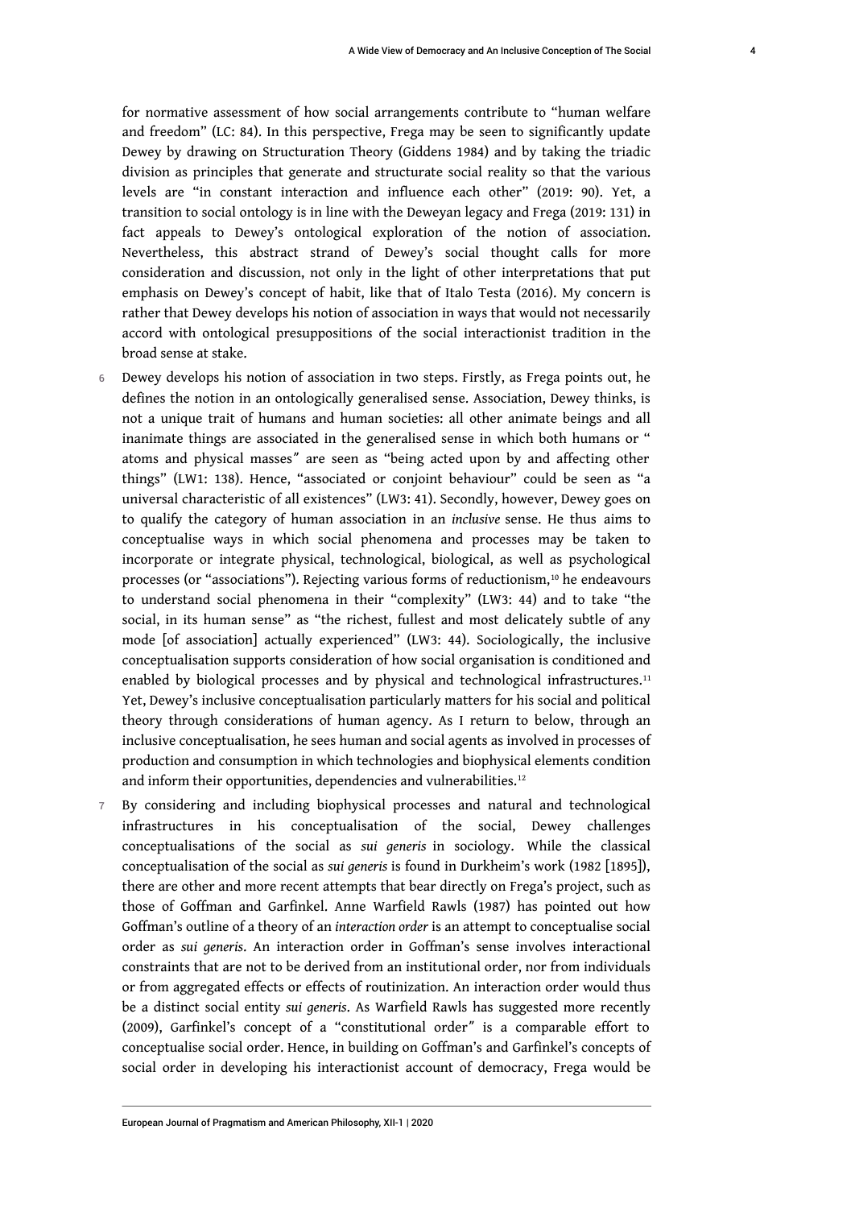for normative assessment of how social arrangements contribute to "human welfare and freedom" (LC: 84). In this perspective, Frega may be seen to significantly update Dewey by drawing on Structuration Theory (Giddens 1984) and by taking the triadic division as principles that generate and structurate social reality so that the various levels are "in constant interaction and influence each other" (2019: 90). Yet, a transition to social ontology is in line with the Deweyan legacy and Frega (2019: 131) in fact appeals to Dewey's ontological exploration of the notion of association. Nevertheless, this abstract strand of Dewey's social thought calls for more consideration and discussion, not only in the light of other interpretations that put emphasis on Dewey's concept of habit, like that of Italo Testa (2016). My concern is rather that Dewey develops his notion of association in ways that would not necessarily accord with ontological presuppositions of the social interactionist tradition in the broad sense at stake.

6 Dewey develops his notion of association in two steps. Firstly, as Frega points out, he defines the notion in an ontologically generalised sense. Association, Dewey thinks, is not a unique trait of humans and human societies: all other animate beings and all inanimate things are associated in the generalised sense in which both humans or " atoms and physical masses" are seen as "being acted upon by and affecting other things" (LW1: 138). Hence, "associated or conjoint behaviour" could be seen as "a universal characteristic of all existences" (LW3: 41). Secondly, however, Dewey goes on to qualify the category of human association in an *inclusive* sense. He thus aims to conceptualise ways in which social phenomena and processes may be taken to incorporate or integrate physical, technological, biological, as well as psychological processes (or "associations"). Rejecting various forms of reductionism,[10] he endeavours to understand social phenomena in their "complexity" (LW3: 44) and to take "the social, in its human sense" as "the richest, fullest and most delicately subtle of any mode [of association] actually experienced" (LW3: 44). Sociologically, the inclusive conceptualisation supports consideration of how social organisation is conditioned and enabled by biological processes and by physical and technological infrastructures.[11] Yet, Dewey's inclusive conceptualisation particularly matters for his social and political theory through considerations of human agency. As I return to below, through an inclusive conceptualisation, he sees human and social agents as involved in processes of production and consumption in which technologies and biophysical elements condition and inform their opportunities, dependencies and vulnerabilities.[12]

7 By considering and including biophysical processes and natural and technological infrastructures in his conceptualisation of the social, Dewey challenges conceptualisations of the social as *sui generis* in sociology. While the classical conceptualisation of the social as *sui generis* is found in Durkheim's work (1982 [1895]), there are other and more recent attempts that bear directly on Frega's project, such as those of Goffman and Garfinkel. Anne Warfield Rawls (1987) has pointed out how Goffman's outline of a theory of an *interaction order* is an attempt to conceptualise social order as *sui generis*. An interaction order in Goffman's sense involves interactional constraints that are not to be derived from an institutional order, nor from individuals or from aggregated effects or effects of routinization. An interaction order would thus be a distinct social entity *sui generis*. As Warfield Rawls has suggested more recently (2009), Garfinkel's concept of a "constitutional order" is a comparable effort to conceptualise social order. Hence, in building on Goffman's and Garfinkel's concepts of social order in developing his interactionist account of democracy, Frega would be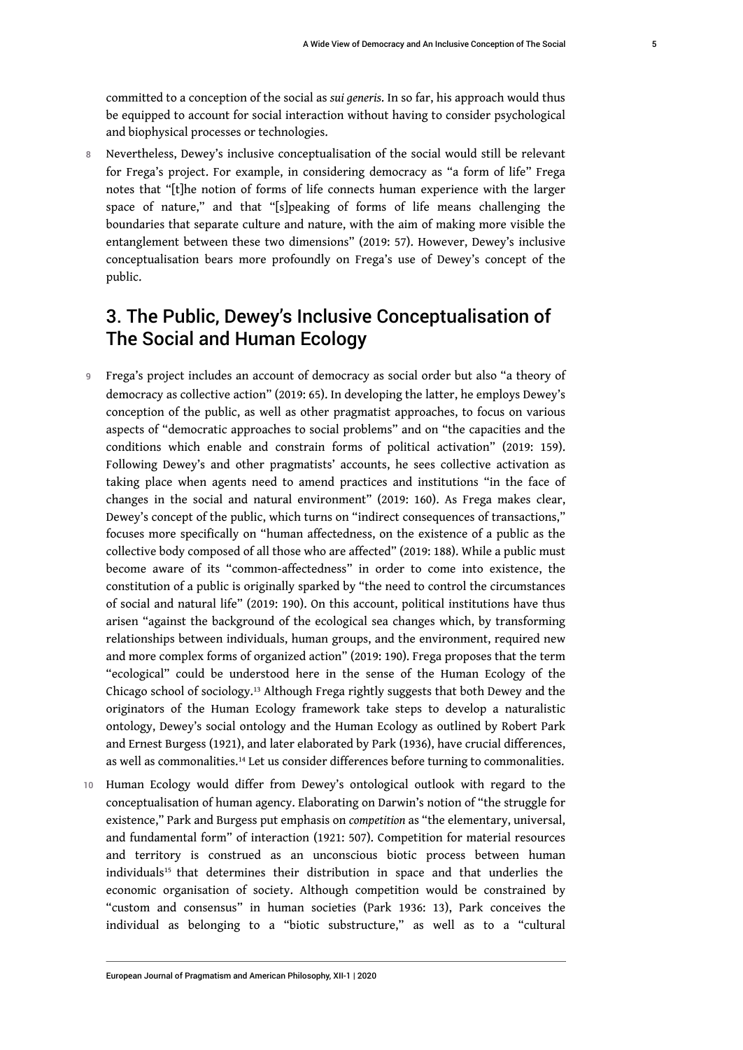committed to a conception of the social as *sui generis*. In so far, his approach would thus be equipped to account for social interaction without having to consider psychological and biophysical processes or technologies.

8 Nevertheless, Dewey's inclusive conceptualisation of the social would still be relevant for Frega's project. For example, in considering democracy as "a form of life" Frega notes that "[t]he notion of forms of life connects human experience with the larger space of nature," and that "[s]peaking of forms of life means challenging the boundaries that separate culture and nature, with the aim of making more visible the entanglement between these two dimensions" (2019: 57). However, Dewey's inclusive conceptualisation bears more profoundly on Frega's use of Dewey's concept of the public.

## 3. The Public, Dewey's Inclusive Conceptualisation of The Social and Human Ecology

9 Frega's project includes an account of democracy as social order but also "a theory of democracy as collective action" (2019: 65). In developing the latter, he employs Dewey's conception of the public, as well as other pragmatist approaches, to focus on various aspects of "democratic approaches to social problems" and on "the capacities and the conditions which enable and constrain forms of political activation" (2019: 159). Following Dewey's and other pragmatists' accounts, he sees collective activation as taking place when agents need to amend practices and institutions "in the face of changes in the social and natural environment" (2019: 160). As Frega makes clear, Dewey's concept of the public, which turns on "indirect consequences of transactions," focuses more specifically on "human affectedness, on the existence of a public as the collective body composed of all those who are affected" (2019: 188). While a public must become aware of its "common-affectedness" in order to come into existence, the constitution of a public is originally sparked by "the need to control the circumstances of social and natural life" (2019: 190). On this account, political institutions have thus arisen "against the background of the ecological sea changes which, by transforming relationships between individuals, human groups, and the environment, required new and more complex forms of organized action" (2019: 190). Frega proposes that the term "ecological" could be understood here in the sense of the Human Ecology of the Chicago school of sociology.[13] Although Frega rightly suggests that both Dewey and the originators of the Human Ecology framework take steps to develop a naturalistic ontology, Dewey's social ontology and the Human Ecology as outlined by Robert Park and Ernest Burgess (1921), and later elaborated by Park (1936), have crucial differences, as well as commonalities.[14] Let us consider differences before turning to commonalities.

10 Human Ecology would differ from Dewey's ontological outlook with regard to the conceptualisation of human agency. Elaborating on Darwin's notion of "the struggle for existence," Park and Burgess put emphasis on *competition* as "the elementary, universal, and fundamental form" of interaction (1921: 507). Competition for material resources and territory is construed as an unconscious biotic process between human individuals[15] that determines their distribution in space and that underlies the economic organisation of society. Although competition would be constrained by "custom and consensus" in human societies (Park 1936: 13), Park conceives the individual as belonging to a "biotic substructure," as well as to a "cultural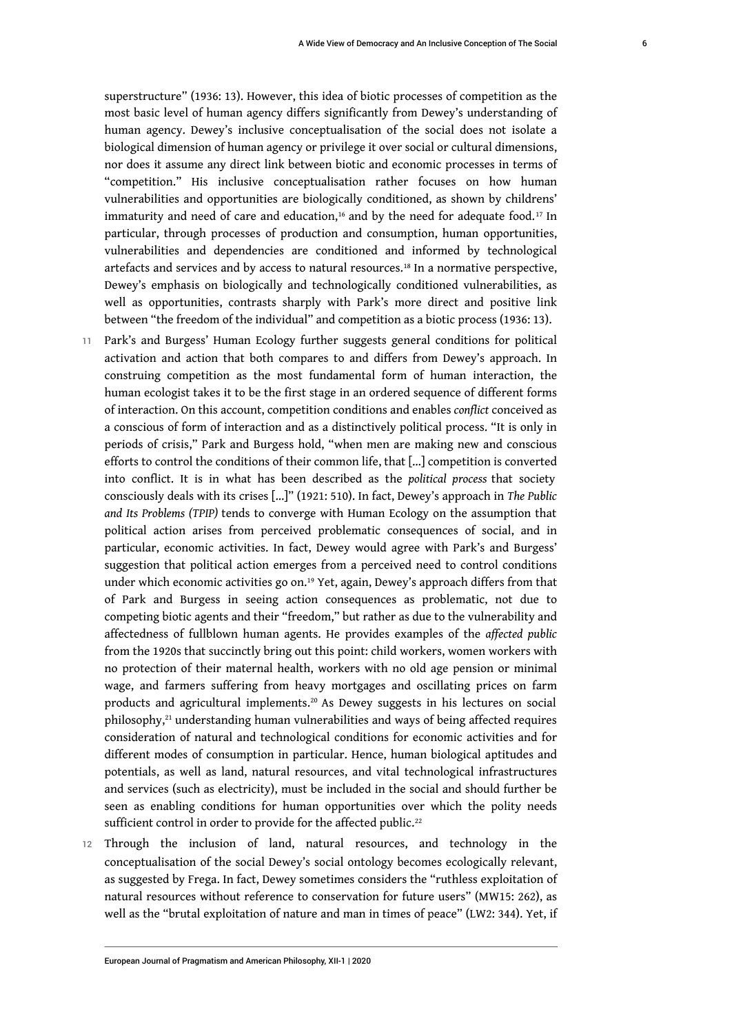superstructure" (1936: 13). However, this idea of biotic processes of competition as the most basic level of human agency differs significantly from Dewey's understanding of human agency. Dewey's inclusive conceptualisation of the social does not isolate a biological dimension of human agency or privilege it over social or cultural dimensions, nor does it assume any direct link between biotic and economic processes in terms of "competition." His inclusive conceptualisation rather focuses on how human vulnerabilities and opportunities are biologically conditioned, as shown by childrens' immaturity and need of care and education,[16] and by the need for adequate food.[17] In particular, through processes of production and consumption, human opportunities, vulnerabilities and dependencies are conditioned and informed by technological artefacts and services and by access to natural resources.[18] In a normative perspective, Dewey's emphasis on biologically and technologically conditioned vulnerabilities, as well as opportunities, contrasts sharply with Park's more direct and positive link between "the freedom of the individual" and competition as a biotic process (1936: 13).

11 Park's and Burgess' Human Ecology further suggests general conditions for political activation and action that both compares to and differs from Dewey's approach. In construing competition as the most fundamental form of human interaction, the human ecologist takes it to be the first stage in an ordered sequence of different forms of interaction. On this account, competition conditions and enables *conflict* conceived as a conscious of form of interaction and as a distinctively political process. "It is only in periods of crisis," Park and Burgess hold, "when men are making new and conscious efforts to control the conditions of their common life, that [...] competition is converted into conflict. It is in what has been described as the *political process* that society consciously deals with its crises [...]" (1921: 510). In fact, Dewey's approach in *The Public and Its Problems (TPIP)* tends to converge with Human Ecology on the assumption that political action arises from perceived problematic consequences of social, and in particular, economic activities. In fact, Dewey would agree with Park's and Burgess' suggestion that political action emerges from a perceived need to control conditions under which economic activities go on.[19] Yet, again, Dewey's approach differs from that of Park and Burgess in seeing action consequences as problematic, not due to competing biotic agents and their "freedom," but rather as due to the vulnerability and affectedness of fullblown human agents. He provides examples of the *affected public* from the 1920s that succinctly bring out this point: child workers, women workers with no protection of their maternal health, workers with no old age pension or minimal wage, and farmers suffering from heavy mortgages and oscillating prices on farm products and agricultural implements.[20] As Dewey suggests in his lectures on social philosophy,[21] understanding human vulnerabilities and ways of being affected requires consideration of natural and technological conditions for economic activities and for different modes of consumption in particular. Hence, human biological aptitudes and potentials, as well as land, natural resources, and vital technological infrastructures and services (such as electricity), must be included in the social and should further be seen as enabling conditions for human opportunities over which the polity needs sufficient control in order to provide for the affected public.[22]

12 Through the inclusion of land, natural resources, and technology in the conceptualisation of the social Dewey's social ontology becomes ecologically relevant, as suggested by Frega. In fact, Dewey sometimes considers the "ruthless exploitation of natural resources without reference to conservation for future users" (MW15: 262), as well as the "brutal exploitation of nature and man in times of peace" (LW2: 344). Yet, if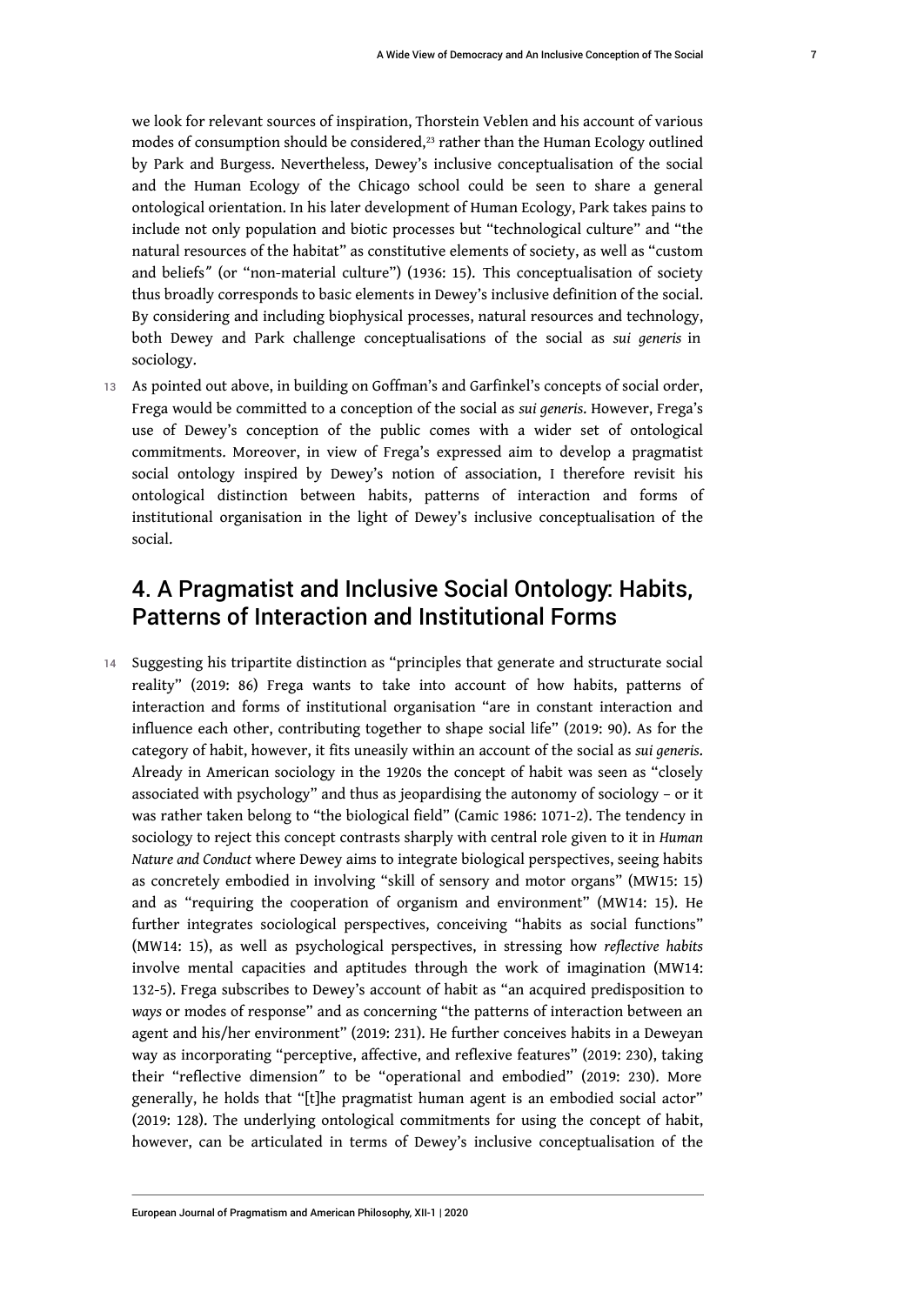we look for relevant sources of inspiration, Thorstein Veblen and his account of various modes of consumption should be considered,[23] rather than the Human Ecology outlined by Park and Burgess. Nevertheless, Dewey's inclusive conceptualisation of the social and the Human Ecology of the Chicago school could be seen to share a general ontological orientation. In his later development of Human Ecology, Park takes pains to include not only population and biotic processes but "technological culture" and "the natural resources of the habitat" as constitutive elements of society, as well as "custom and beliefs" (or "non-material culture") (1936: 15). This conceptualisation of society thus broadly corresponds to basic elements in Dewey's inclusive definition of the social. By considering and including biophysical processes, natural resources and technology, both Dewey and Park challenge conceptualisations of the social as *sui generis* in sociology.

13 As pointed out above, in building on Goffman's and Garfinkel's concepts of social order, Frega would be committed to a conception of the social as *sui generis*. However, Frega's use of Dewey's conception of the public comes with a wider set of ontological commitments. Moreover, in view of Frega's expressed aim to develop a pragmatist social ontology inspired by Dewey's notion of association, I therefore revisit his ontological distinction between habits, patterns of interaction and forms of institutional organisation in the light of Dewey's inclusive conceptualisation of the social.

## 4. A Pragmatist and Inclusive Social Ontology: Habits, Patterns of Interaction and Institutional Forms

14 Suggesting his tripartite distinction as "principles that generate and structurate social reality" (2019: 86) Frega wants to take into account of how habits, patterns of interaction and forms of institutional organisation "are in constant interaction and influence each other, contributing together to shape social life" (2019: 90). As for the category of habit, however, it fits uneasily within an account of the social as *sui generis*. Already in American sociology in the 1920s the concept of habit was seen as "closely associated with psychology" and thus as jeopardising the autonomy of sociology – or it was rather taken belong to "the biological field" (Camic 1986: 1071-2). The tendency in sociology to reject this concept contrasts sharply with central role given to it in *Human Nature and Conduct* where Dewey aims to integrate biological perspectives, seeing habits as concretely embodied in involving "skill of sensory and motor organs" (MW15: 15) and as "requiring the cooperation of organism and environment" (MW14: 15). He further integrates sociological perspectives, conceiving "habits as social functions" (MW14: 15), as well as psychological perspectives, in stressing how *reflective habits* involve mental capacities and aptitudes through the work of imagination (MW14: 132-5). Frega subscribes to Dewey's account of habit as "an acquired predisposition to *ways* or modes of response" and as concerning "the patterns of interaction between an agent and his/her environment" (2019: 231). He further conceives habits in a Deweyan way as incorporating "perceptive, affective, and reflexive features" (2019: 230), taking their "reflective dimension" to be "operational and embodied" (2019: 230). More generally, he holds that "[t]he pragmatist human agent is an embodied social actor" (2019: 128). The underlying ontological commitments for using the concept of habit, however, can be articulated in terms of Dewey's inclusive conceptualisation of the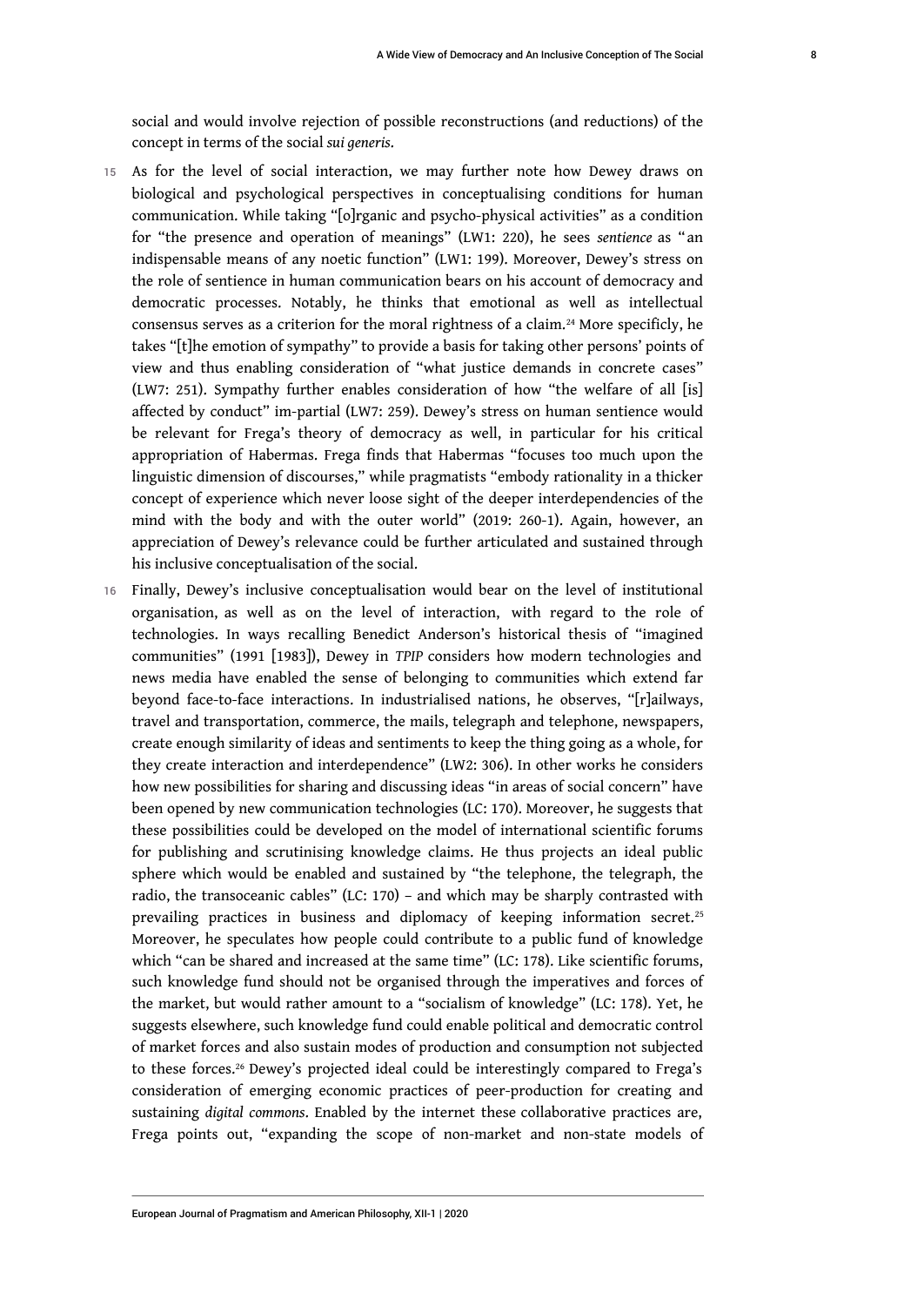social and would involve rejection of possible reconstructions (and reductions) of the concept in terms of the social *sui generis*.

15 As for the level of social interaction, we may further note how Dewey draws on biological and psychological perspectives in conceptualising conditions for human communication. While taking "[o]rganic and psycho-physical activities" as a condition for "the presence and operation of meanings" (LW1: 220), he sees *sentience* as "an indispensable means of any noetic function" (LW1: 199). Moreover, Dewey's stress on the role of sentience in human communication bears on his account of democracy and democratic processes. Notably, he thinks that emotional as well as intellectual consensus serves as a criterion for the moral rightness of a claim.[24] More specificly, he takes "[t]he emotion of sympathy" to provide a basis for taking other persons' points of view and thus enabling consideration of "what justice demands in concrete cases" (LW7: 251). Sympathy further enables consideration of how "the welfare of all [is] affected by conduct" im-partial (LW7: 259). Dewey's stress on human sentience would be relevant for Frega's theory of democracy as well, in particular for his critical appropriation of Habermas. Frega finds that Habermas "focuses too much upon the linguistic dimension of discourses," while pragmatists "embody rationality in a thicker concept of experience which never loose sight of the deeper interdependencies of the mind with the body and with the outer world" (2019: 260-1). Again, however, an appreciation of Dewey's relevance could be further articulated and sustained through his inclusive conceptualisation of the social.

16 Finally, Dewey's inclusive conceptualisation would bear on the level of institutional organisation, as well as on the level of interaction, with regard to the role of technologies. In ways recalling Benedict Anderson's historical thesis of "imagined communities" (1991 [1983]), Dewey in *TPIP* considers how modern technologies and news media have enabled the sense of belonging to communities which extend far beyond face-to-face interactions. In industrialised nations, he observes, "[r]ailways, travel and transportation, commerce, the mails, telegraph and telephone, newspapers, create enough similarity of ideas and sentiments to keep the thing going as a whole, for they create interaction and interdependence" (LW2: 306). In other works he considers how new possibilities for sharing and discussing ideas "in areas of social concern" have been opened by new communication technologies (LC: 170). Moreover, he suggests that these possibilities could be developed on the model of international scientific forums for publishing and scrutinising knowledge claims. He thus projects an ideal public sphere which would be enabled and sustained by "the telephone, the telegraph, the radio, the transoceanic cables" (LC: 170) – and which may be sharply contrasted with prevailing practices in business and diplomacy of keeping information secret.[25] Moreover, he speculates how people could contribute to a public fund of knowledge which "can be shared and increased at the same time" (LC: 178). Like scientific forums, such knowledge fund should not be organised through the imperatives and forces of the market, but would rather amount to a "socialism of knowledge" (LC: 178). Yet, he suggests elsewhere, such knowledge fund could enable political and democratic control of market forces and also sustain modes of production and consumption not subjected to these forces.[26] Dewey's projected ideal could be interestingly compared to Frega's consideration of emerging economic practices of peer-production for creating and sustaining *digital commons*. Enabled by the internet these collaborative practices are, Frega points out, "expanding the scope of non-market and non-state models of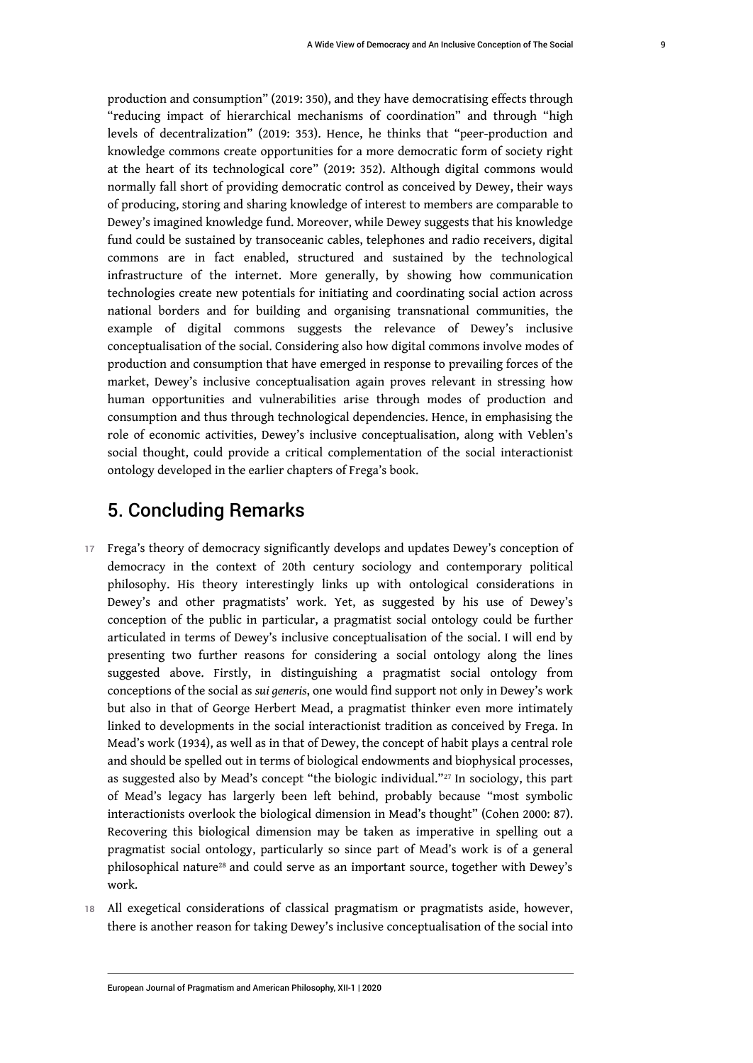production and consumption" (2019: 350), and they have democratising effects through "reducing impact of hierarchical mechanisms of coordination" and through "high levels of decentralization" (2019: 353). Hence, he thinks that "peer-production and knowledge commons create opportunities for a more democratic form of society right at the heart of its technological core" (2019: 352). Although digital commons would normally fall short of providing democratic control as conceived by Dewey, their ways of producing, storing and sharing knowledge of interest to members are comparable to Dewey's imagined knowledge fund. Moreover, while Dewey suggests that his knowledge fund could be sustained by transoceanic cables, telephones and radio receivers, digital commons are in fact enabled, structured and sustained by the technological infrastructure of the internet. More generally, by showing how communication technologies create new potentials for initiating and coordinating social action across national borders and for building and organising transnational communities, the example of digital commons suggests the relevance of Dewey's inclusive conceptualisation of the social. Considering also how digital commons involve modes of production and consumption that have emerged in response to prevailing forces of the market, Dewey's inclusive conceptualisation again proves relevant in stressing how human opportunities and vulnerabilities arise through modes of production and consumption and thus through technological dependencies. Hence, in emphasising the role of economic activities, Dewey's inclusive conceptualisation, along with Veblen's social thought, could provide a critical complementation of the social interactionist ontology developed in the earlier chapters of Frega's book.

## 5. Concluding Remarks

17 Frega's theory of democracy significantly develops and updates Dewey's conception of democracy in the context of 20th century sociology and contemporary political philosophy. His theory interestingly links up with ontological considerations in Dewey's and other pragmatists' work. Yet, as suggested by his use of Dewey's conception of the public in particular, a pragmatist social ontology could be further articulated in terms of Dewey's inclusive conceptualisation of the social. I will end by presenting two further reasons for considering a social ontology along the lines suggested above. Firstly, in distinguishing a pragmatist social ontology from conceptions of the social as *sui generis*, one would find support not only in Dewey's work but also in that of George Herbert Mead, a pragmatist thinker even more intimately linked to developments in the social interactionist tradition as conceived by Frega. In Mead's work (1934), as well as in that of Dewey, the concept of habit plays a central role and should be spelled out in terms of biological endowments and biophysical processes, as suggested also by Mead's concept "the biologic individual."[27] In sociology, this part of Mead's legacy has largely been left behind, probably because "most symbolic interactionists overlook the biological dimension in Mead's thought" (Cohen 2000: 87). Recovering this biological dimension may be taken as imperative in spelling out a pragmatist social ontology, particularly so since part of Mead's work is of a general philosophical nature[28] and could serve as an important source, together with Dewey's work.

18 All exegetical considerations of classical pragmatism or pragmatists aside, however, there is another reason for taking Dewey's inclusive conceptualisation of the social into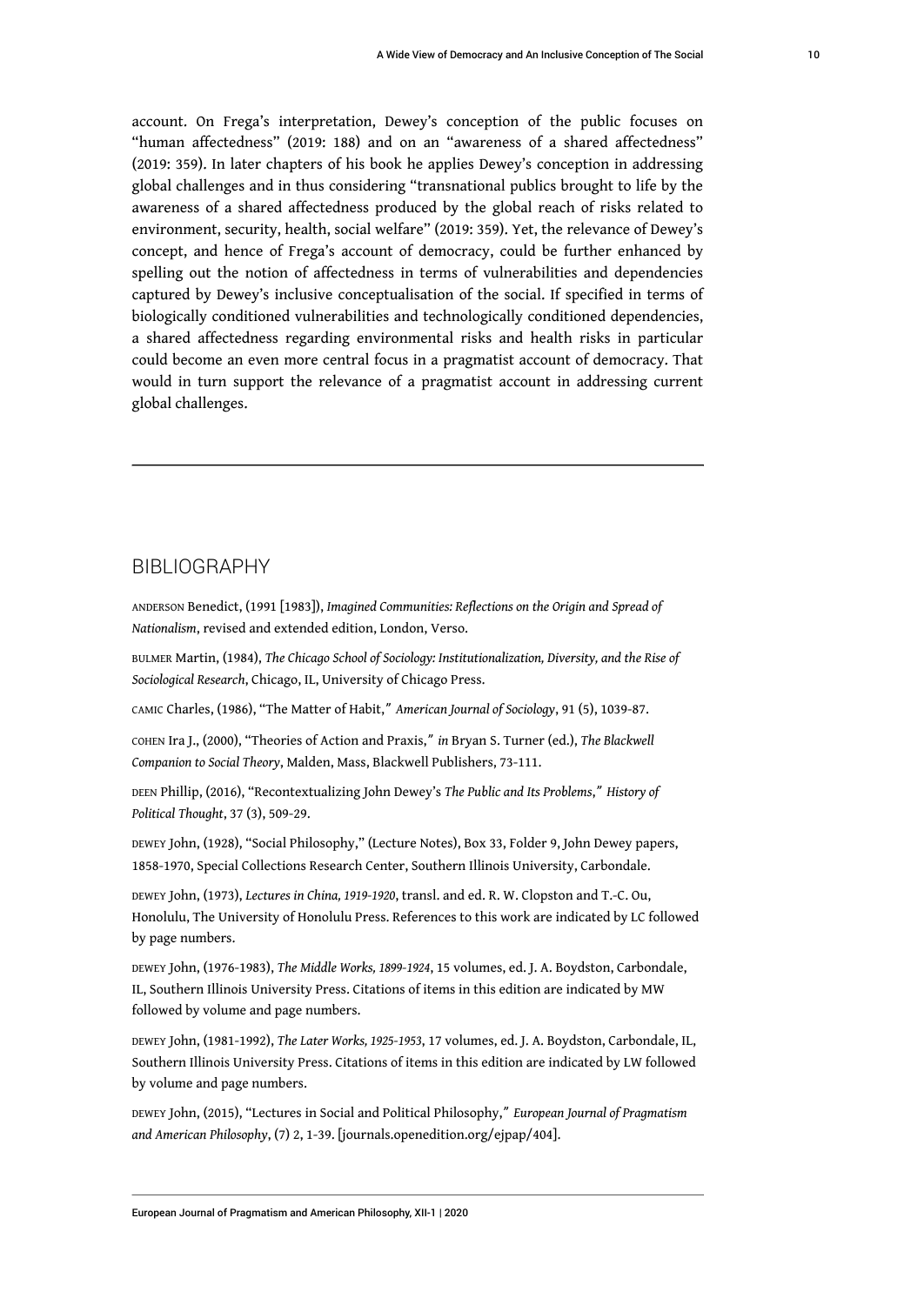account. On Frega's interpretation, Dewey's conception of the public focuses on "human affectedness" (2019: 188) and on an "awareness of a shared affectedness" (2019: 359). In later chapters of his book he applies Dewey's conception in addressing global challenges and in thus considering "transnational publics brought to life by the awareness of a shared affectedness produced by the global reach of risks related to environment, security, health, social welfare" (2019: 359). Yet, the relevance of Dewey's concept, and hence of Frega's account of democracy, could be further enhanced by spelling out the notion of affectedness in terms of vulnerabilities and dependencies captured by Dewey's inclusive conceptualisation of the social. If specified in terms of biologically conditioned vulnerabilities and technologically conditioned dependencies, a shared affectedness regarding environmental risks and health risks in particular could become an even more central focus in a pragmatist account of democracy. That would in turn support the relevance of a pragmatist account in addressing current global challenges.

---

## BIBLIOGRAPHY

ANDERSON Benedict, (1991 [1983]), *Imagined Communities: Reflections on the Origin and Spread of Nationalism*, revised and extended edition, London, Verso.

BULMER Martin, (1984), *The Chicago School of Sociology: Institutionalization, Diversity, and the Rise of Sociological Research*, Chicago, IL, University of Chicago Press.

CAMIC Charles, (1986), "The Matter of Habit," *American Journal of Sociology*, 91 (5), 1039-87.

COHEN Ira J., (2000), "Theories of Action and Praxis," *in* Bryan S. Turner (ed.), *The Blackwell Companion to Social Theory*, Malden, Mass, Blackwell Publishers, 73-111.

DEEN Phillip, (2016), "Recontextualizing John Dewey's *The Public and Its Problems*," *History of Political Thought*, 37 (3), 509-29.

DEWEY John, (1928), "Social Philosophy," (Lecture Notes), Box 33, Folder 9, John Dewey papers, 1858-1970, Special Collections Research Center, Southern Illinois University, Carbondale.

DEWEY John, (1973), *Lectures in China, 1919-1920*, transl. and ed. R. W. Clopston and T.-C. Ou, Honolulu, The University of Honolulu Press. References to this work are indicated by LC followed by page numbers.

DEWEY John, (1976-1983), *The Middle Works, 1899-1924*, 15 volumes, ed. J. A. Boydston, Carbondale, IL, Southern Illinois University Press. Citations of items in this edition are indicated by MW followed by volume and page numbers.

DEWEY John, (1981-1992), *The Later Works, 1925-1953*, 17 volumes, ed. J. A. Boydston, Carbondale, IL, Southern Illinois University Press. Citations of items in this edition are indicated by LW followed by volume and page numbers.

DEWEY John, (2015), "Lectures in Social and Political Philosophy," *European Journal of Pragmatism and American Philosophy*, (7) 2, 1-39. [journals.openedition.org/ejpap/404].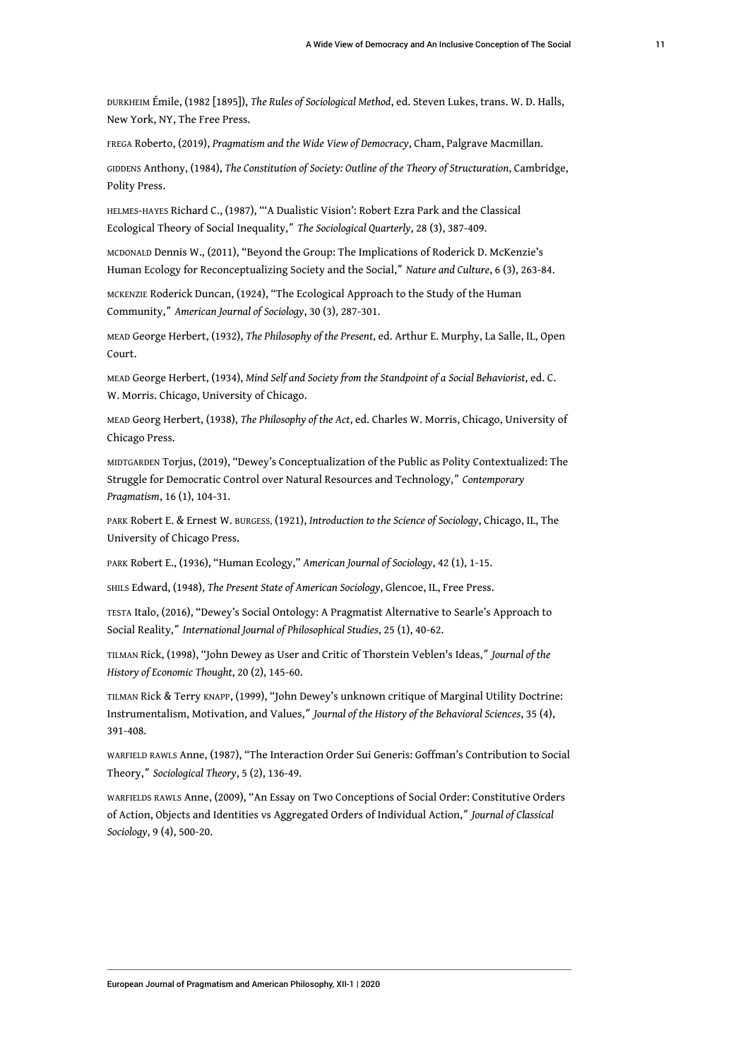DURKHEIM Émile, (1982 [1895]), *The Rules of Sociological Method*, ed. Steven Lukes, trans. W. D. Halls, New York, NY, The Free Press.

FREGA Roberto, (2019), *Pragmatism and the Wide View of Democracy*, Cham, Palgrave Macmillan.

GIDDENS Anthony, (1984), *The Constitution of Society: Outline of the Theory of Structuration*, Cambridge, Polity Press.

HELMES-HAYES Richard C., (1987), "'A Dualistic Vision': Robert Ezra Park and the Classical Ecological Theory of Social Inequality," *The Sociological Quarterly*, 28 (3), 387-409.

MCDONALD Dennis W., (2011), "Beyond the Group: The Implications of Roderick D. McKenzie's Human Ecology for Reconceptualizing Society and the Social," *Nature and Culture*, 6 (3), 263-84.

MCKENZIE Roderick Duncan, (1924), "The Ecological Approach to the Study of the Human Community," *American Journal of Sociology*, 30 (3), 287-301.

MEAD George Herbert, (1932), *The Philosophy of the Present*, ed. Arthur E. Murphy, La Salle, IL, Open Court.

MEAD George Herbert, (1934), *Mind Self and Society from the Standpoint of a Social Behaviorist*, ed. C. W. Morris. Chicago, University of Chicago.

MEAD Georg Herbert, (1938), *The Philosophy of the Act*, ed. Charles W. Morris, Chicago, University of Chicago Press.

MIDTGARDEN Torjus, (2019), "Dewey's Conceptualization of the Public as Polity Contextualized: The Struggle for Democratic Control over Natural Resources and Technology," *Contemporary Pragmatism*, 16 (1), 104-31.

PARK Robert E. & Ernest W. BURGESS, (1921), *Introduction to the Science of Sociology*, Chicago, IL, The University of Chicago Press.

PARK Robert E., (1936), "Human Ecology," *American Journal of Sociology*, 42 (1), 1-15.

SHILS Edward, (1948), *The Present State of American Sociology*, Glencoe, IL, Free Press.

TESTA Italo, (2016), "Dewey's Social Ontology: A Pragmatist Alternative to Searle's Approach to Social Reality," *International Journal of Philosophical Studies*, 25 (1), 40-62.

TILMAN Rick, (1998), "John Dewey as User and Critic of Thorstein Veblen's Ideas," *Journal of the History of Economic Thought*, 20 (2), 145-60.

TILMAN Rick & Terry KNAPP, (1999), "John Dewey's unknown critique of Marginal Utility Doctrine: Instrumentalism, Motivation, and Values," *Journal of the History of the Behavioral Sciences*, 35 (4), 391-408.

WARFIELD RAWLS Anne, (1987), "The Interaction Order Sui Generis: Goffman's Contribution to Social Theory," *Sociological Theory*, 5 (2), 136-49.

WARFIELDS RAWLS Anne, (2009), "An Essay on Two Conceptions of Social Order: Constitutive Orders of Action, Objects and Identities vs Aggregated Orders of Individual Action," *Journal of Classical Sociology*, 9 (4), 500-20.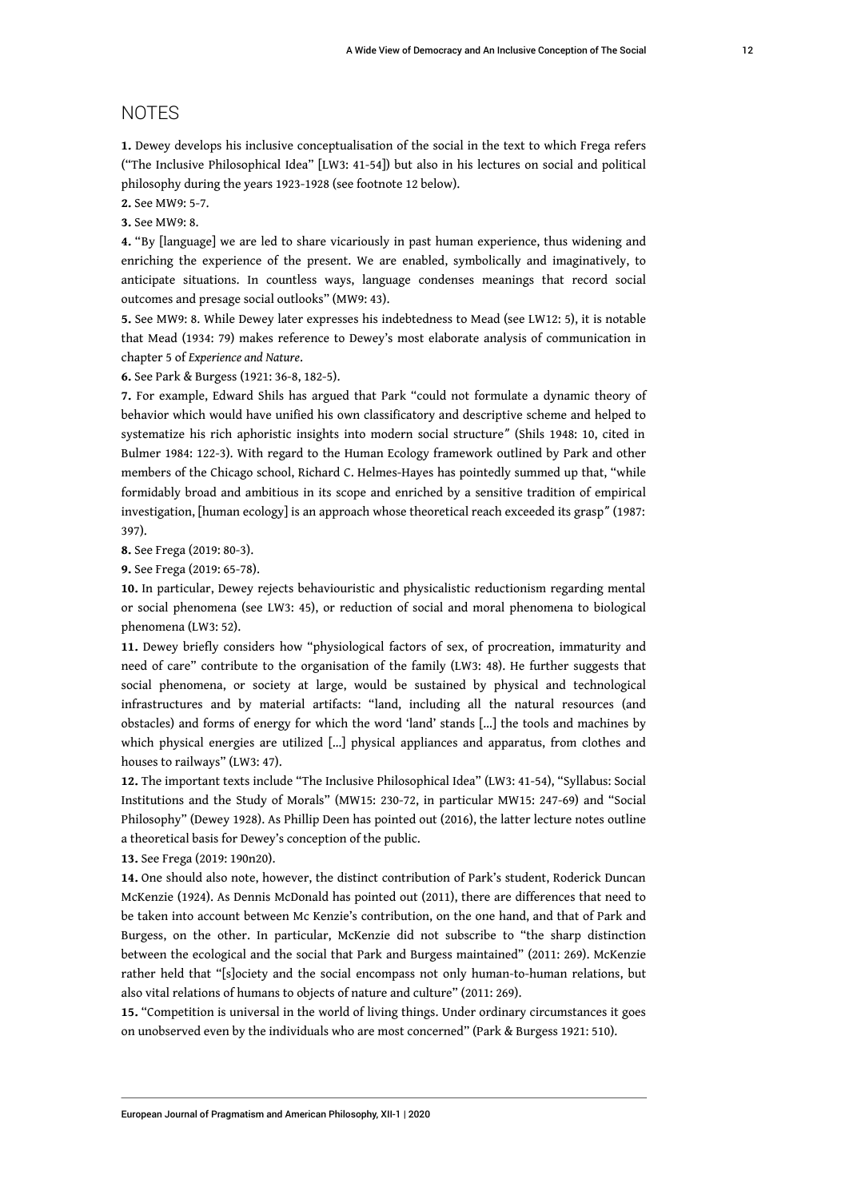## NOTES

**1.** Dewey develops his inclusive conceptualisation of the social in the text to which Frega refers ("The Inclusive Philosophical Idea" [LW3: 41-54]) but also in his lectures on social and political philosophy during the years 1923-1928 (see footnote 12 below).

**2.** See MW9: 5-7.

**3.** See MW9: 8.

**4.** "By [language] we are led to share vicariously in past human experience, thus widening and enriching the experience of the present. We are enabled, symbolically and imaginatively, to anticipate situations. In countless ways, language condenses meanings that record social outcomes and presage social outlooks" (MW9: 43).

**5.** See MW9: 8. While Dewey later expresses his indebtedness to Mead (see LW12: 5), it is notable that Mead (1934: 79) makes reference to Dewey's most elaborate analysis of communication in chapter 5 of *Experience and Nature*.

**6.** See Park & Burgess (1921: 36-8, 182-5).

**7.** For example, Edward Shils has argued that Park "could not formulate a dynamic theory of behavior which would have unified his own classificatory and descriptive scheme and helped to systematize his rich aphoristic insights into modern social structure" (Shils 1948: 10, cited in Bulmer 1984: 122-3). With regard to the Human Ecology framework outlined by Park and other members of the Chicago school, Richard C. Helmes-Hayes has pointedly summed up that, "while formidably broad and ambitious in its scope and enriched by a sensitive tradition of empirical investigation, [human ecology] is an approach whose theoretical reach exceeded its grasp" (1987: 397).

**8.** See Frega (2019: 80-3).

**9.** See Frega (2019: 65-78).

**10.** In particular, Dewey rejects behaviouristic and physicalistic reductionism regarding mental or social phenomena (see LW3: 45), or reduction of social and moral phenomena to biological phenomena (LW3: 52).

**11.** Dewey briefly considers how "physiological factors of sex, of procreation, immaturity and need of care" contribute to the organisation of the family (LW3: 48). He further suggests that social phenomena, or society at large, would be sustained by physical and technological infrastructures and by material artifacts: "land, including all the natural resources (and obstacles) and forms of energy for which the word 'land' stands [...] the tools and machines by which physical energies are utilized [...] physical appliances and apparatus, from clothes and houses to railways" (LW3: 47).

**12.** The important texts include "The Inclusive Philosophical Idea" (LW3: 41-54), "Syllabus: Social Institutions and the Study of Morals" (MW15: 230-72, in particular MW15: 247-69) and "Social Philosophy" (Dewey 1928). As Phillip Deen has pointed out (2016), the latter lecture notes outline a theoretical basis for Dewey's conception of the public.

**13.** See Frega (2019: 190n20).

**14.** One should also note, however, the distinct contribution of Park's student, Roderick Duncan McKenzie (1924). As Dennis McDonald has pointed out (2011), there are differences that need to be taken into account between Mc Kenzie's contribution, on the one hand, and that of Park and Burgess, on the other. In particular, McKenzie did not subscribe to "the sharp distinction between the ecological and the social that Park and Burgess maintained" (2011: 269). McKenzie rather held that "[s]ociety and the social encompass not only human-to-human relations, but also vital relations of humans to objects of nature and culture" (2011: 269).

**15.** "Competition is universal in the world of living things. Under ordinary circumstances it goes on unobserved even by the individuals who are most concerned" (Park & Burgess 1921: 510).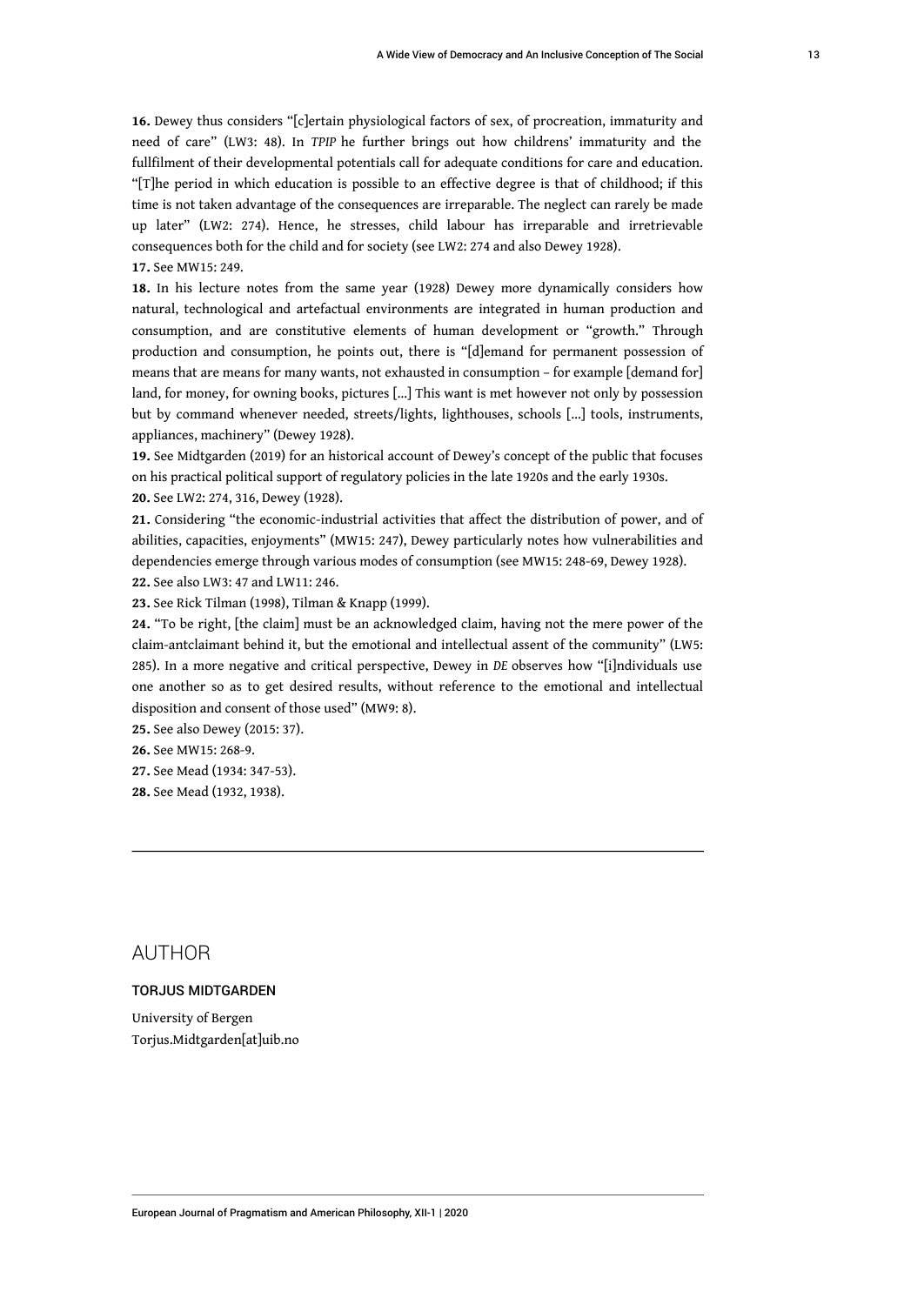**16.** Dewey thus considers "[c]ertain physiological factors of sex, of procreation, immaturity and need of care" (LW3: 48). In *TPIP* he further brings out how childrens' immaturity and the fullfilment of their developmental potentials call for adequate conditions for care and education. "[T]he period in which education is possible to an effective degree is that of childhood; if this time is not taken advantage of the consequences are irreparable. The neglect can rarely be made up later" (LW2: 274). Hence, he stresses, child labour has irreparable and irretrievable consequences both for the child and for society (see LW2: 274 and also Dewey 1928).

**17.** See MW15: 249.

**18.** In his lecture notes from the same year (1928) Dewey more dynamically considers how natural, technological and artefactual environments are integrated in human production and consumption, and are constitutive elements of human development or "growth." Through production and consumption, he points out, there is "[d]emand for permanent possession of means that are means for many wants, not exhausted in consumption – for example [demand for] land, for money, for owning books, pictures [...] This want is met however not only by possession but by command whenever needed, streets/lights, lighthouses, schools [...] tools, instruments, appliances, machinery" (Dewey 1928).

**19.** See Midtgarden (2019) for an historical account of Dewey's concept of the public that focuses on his practical political support of regulatory policies in the late 1920s and the early 1930s.

**20.** See LW2: 274, 316, Dewey (1928).

**21.** Considering "the economic-industrial activities that affect the distribution of power, and of abilities, capacities, enjoyments" (MW15: 247), Dewey particularly notes how vulnerabilities and dependencies emerge through various modes of consumption (see MW15: 248-69, Dewey 1928).

**22.** See also LW3: 47 and LW11: 246.

**23.** See Rick Tilman (1998), Tilman & Knapp (1999).

**24.** "To be right, [the claim] must be an acknowledged claim, having not the mere power of the claim-antclaimant behind it, but the emotional and intellectual assent of the community" (LW5: 285). In a more negative and critical perspective, Dewey in *DE* observes how "[i]ndividuals use one another so as to get desired results, without reference to the emotional and intellectual disposition and consent of those used" (MW9: 8).

**25.** See also Dewey (2015: 37).

**26.** See MW15: 268-9.

**27.** See Mead (1934: 347-53).

**28.** See Mead (1932, 1938).

## AUTHOR

### TORJUS MIDTGARDEN

University of Bergen
Torjus.Midtgarden[at]uib.no